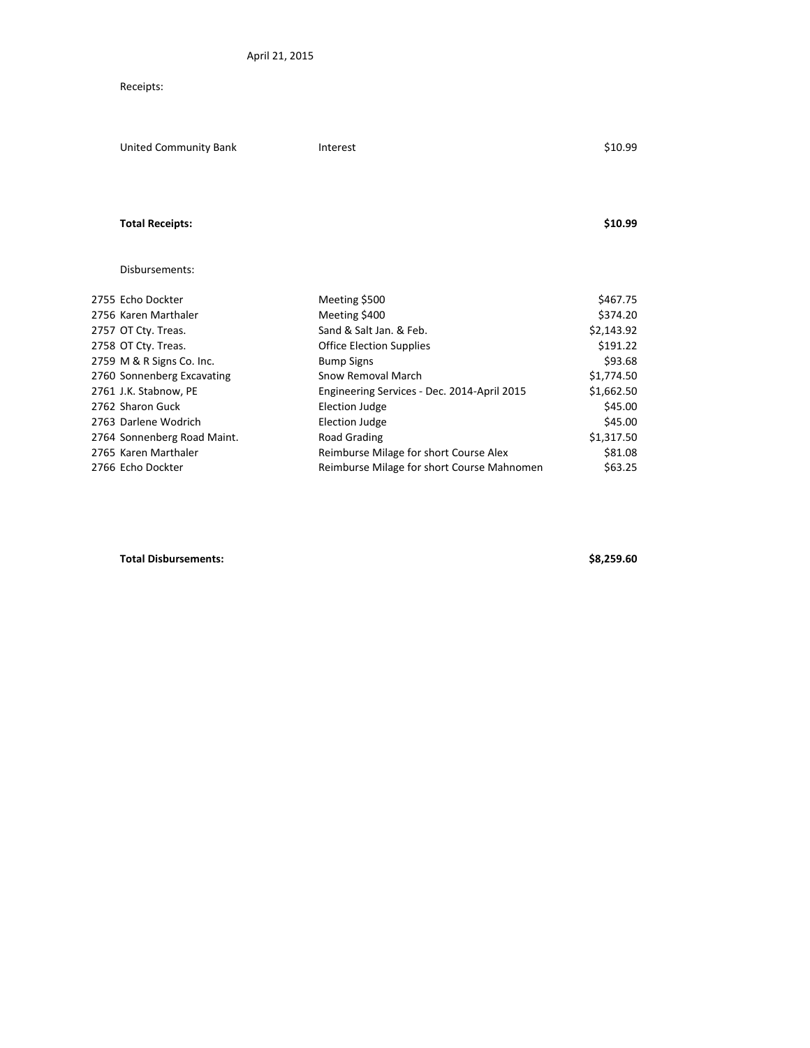April 21, 2015

Receipts:

| | | |
|---|---|---|
| United Community Bank | Interest | $10.99 |
| **Total Receipts:** | | **$10.99** |

Disbursements:

| | | |
|---|---|---|
| 2755 Echo Dockter | Meeting $500 | $467.75 |
| 2756 Karen Marthaler | Meeting $400 | $374.20 |
| 2757 OT Cty. Treas. | Sand & Salt Jan. & Feb. | $2,143.92 |
| 2758 OT Cty. Treas. | Office Election Supplies | $191.22 |
| 2759 M & R Signs Co. Inc. | Bump Signs | $93.68 |
| 2760 Sonnenberg Excavating | Snow Removal March | $1,774.50 |
| 2761 J.K. Stabnow, PE | Engineering Services - Dec. 2014-April 2015 | $1,662.50 |
| 2762 Sharon Guck | Election Judge | $45.00 |
| 2763 Darlene Wodrich | Election Judge | $45.00 |
| 2764 Sonnenberg Road Maint. | Road Grading | $1,317.50 |
| 2765 Karen Marthaler | Reimburse Milage for short Course Alex | $81.08 |
| 2766 Echo Dockter | Reimburse Milage for short Course Mahnomen | $63.25 |
| **Total Disbursements:** | | **$8,259.60** |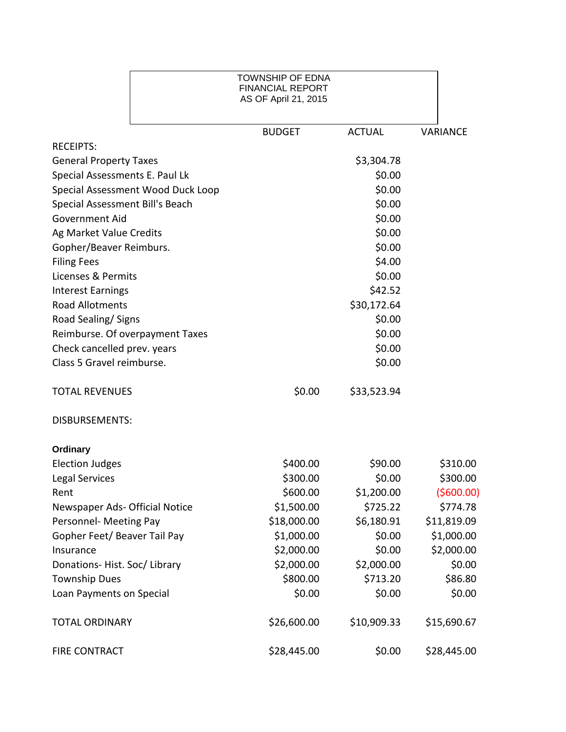TOWNSHIP OF EDNA
FINANCIAL REPORT
AS OF April 21, 2015

| | BUDGET | ACTUAL | VARIANCE |
|---|---|---|---|
| RECEIPTS: | | | |
| General Property Taxes | | $3,304.78 | |
| Special Assessments E. Paul Lk | | $0.00 | |
| Special Assessment Wood Duck Loop | | $0.00 | |
| Special Assessment Bill's Beach | | $0.00 | |
| Government Aid | | $0.00 | |
| Ag Market Value Credits | | $0.00 | |
| Gopher/Beaver Reimburs. | | $0.00 | |
| Filing Fees | | $4.00 | |
| Licenses & Permits | | $0.00 | |
| Interest Earnings | | $42.52 | |
| Road Allotments | | $30,172.64 | |
| Road Sealing/ Signs | | $0.00 | |
| Reimburse. Of overpayment Taxes | | $0.00 | |
| Check cancelled prev. years | | $0.00 | |
| Class 5 Gravel reimburse. | | $0.00 | |
| TOTAL REVENUES | $0.00 | $33,523.94 | |
| DISBURSEMENTS: | | | |
| **Ordinary** | | | |
| Election Judges | $400.00 | $90.00 | $310.00 |
| Legal Services | $300.00 | $0.00 | $300.00 |
| Rent | $600.00 | $1,200.00 | ($600.00) |
| Newspaper Ads- Official Notice | $1,500.00 | $725.22 | $774.78 |
| Personnel- Meeting Pay | $18,000.00 | $6,180.91 | $11,819.09 |
| Gopher Feet/ Beaver Tail Pay | $1,000.00 | $0.00 | $1,000.00 |
| Insurance | $2,000.00 | $0.00 | $2,000.00 |
| Donations- Hist. Soc/ Library | $2,000.00 | $2,000.00 | $0.00 |
| Township Dues | $800.00 | $713.20 | $86.80 |
| Loan Payments on Special | $0.00 | $0.00 | $0.00 |
| TOTAL ORDINARY | $26,600.00 | $10,909.33 | $15,690.67 |
| FIRE CONTRACT | $28,445.00 | $0.00 | $28,445.00 |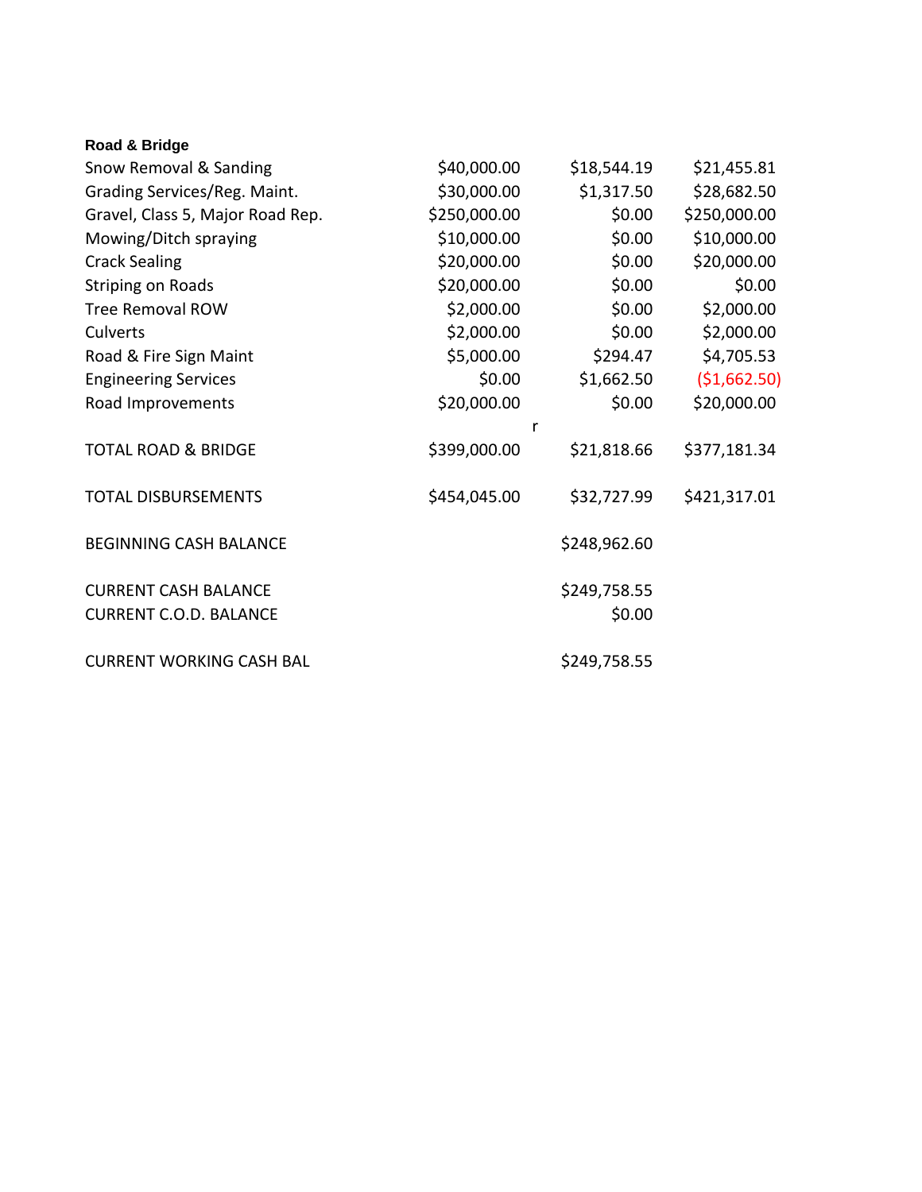**Road & Bridge**

| | | | |
|---|---|---|---|
| Snow Removal & Sanding | $40,000.00 | $18,544.19 | $21,455.81 |
| Grading Services/Reg. Maint. | $30,000.00 | $1,317.50 | $28,682.50 |
| Gravel, Class 5, Major Road Rep. | $250,000.00 | $0.00 | $250,000.00 |
| Mowing/Ditch spraying | $10,000.00 | $0.00 | $10,000.00 |
| Crack Sealing | $20,000.00 | $0.00 | $20,000.00 |
| Striping on Roads | $20,000.00 | $0.00 | $0.00 |
| Tree Removal ROW | $2,000.00 | $0.00 | $2,000.00 |
| Culverts | $2,000.00 | $0.00 | $2,000.00 |
| Road & Fire Sign Maint | $5,000.00 | $294.47 | $4,705.53 |
| Engineering Services | $0.00 | $1,662.50 | ($1,662.50) |
| Road Improvements | $20,000.00 | $0.00 | $20,000.00 |
| | | r | |
| TOTAL ROAD & BRIDGE | $399,000.00 | $21,818.66 | $377,181.34 |
| TOTAL DISBURSEMENTS | $454,045.00 | $32,727.99 | $421,317.01 |
| BEGINNING CASH BALANCE | | $248,962.60 | |
| CURRENT CASH BALANCE | | $249,758.55 | |
| CURRENT C.O.D. BALANCE | | $0.00 | |
| CURRENT WORKING CASH BAL | | $249,758.55 | |